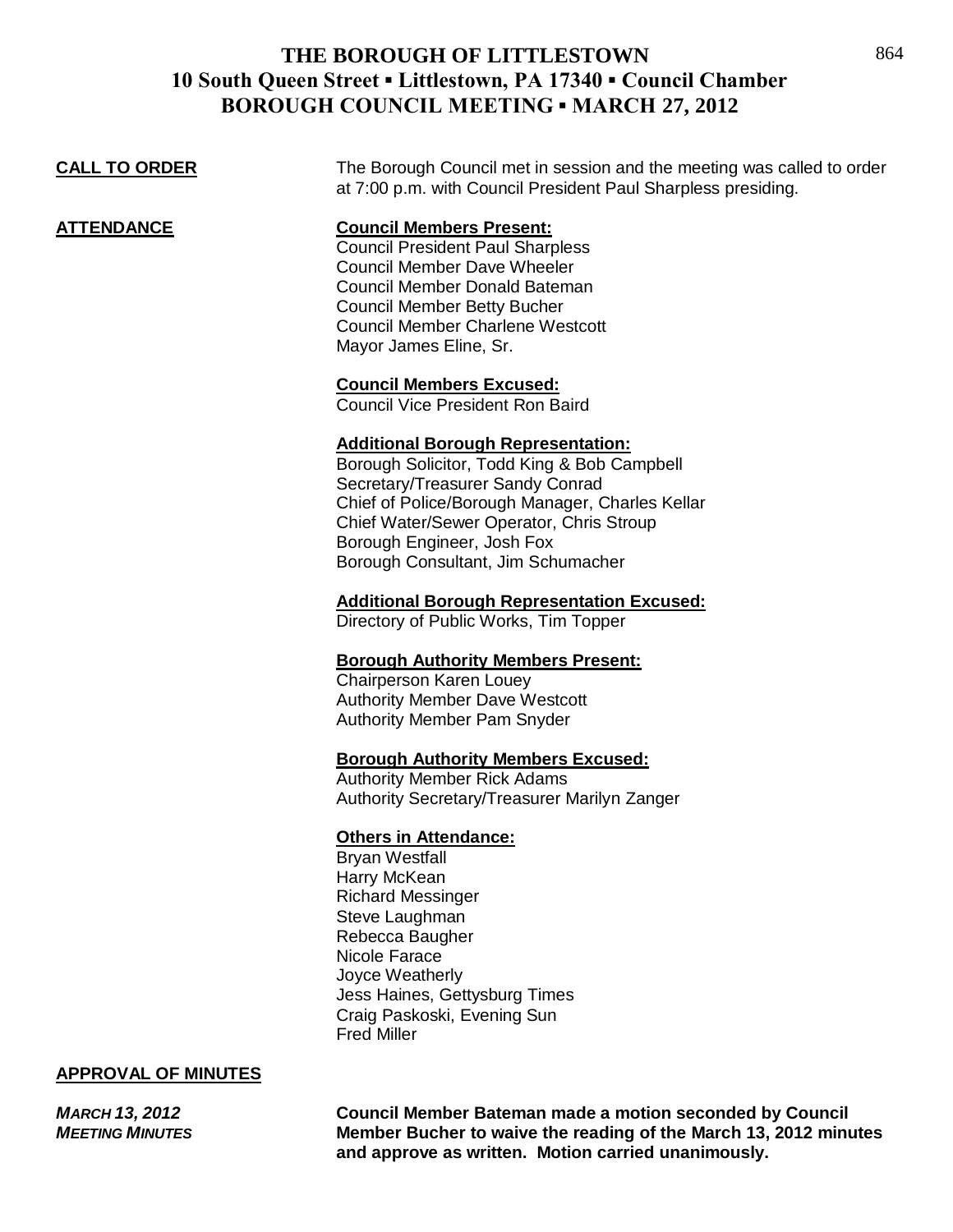# THE BOROUGH OF LITTLESTOWN
## 10 South Queen Street ▪ Littlestown, PA 17340 ▪ Council Chamber
## BOROUGH COUNCIL MEETING ▪ MARCH 27, 2012

**CALL TO ORDER**

The Borough Council met in session and the meeting was called to order at 7:00 p.m. with Council President Paul Sharpless presiding.

**ATTENDANCE**

**Council Members Present:**
Council President Paul Sharpless
Council Member Dave Wheeler
Council Member Donald Bateman
Council Member Betty Bucher
Council Member Charlene Westcott
Mayor James Eline, Sr.

**Council Members Excused:**
Council Vice President Ron Baird

**Additional Borough Representation:**
Borough Solicitor, Todd King & Bob Campbell
Secretary/Treasurer Sandy Conrad
Chief of Police/Borough Manager, Charles Kellar
Chief Water/Sewer Operator, Chris Stroup
Borough Engineer, Josh Fox
Borough Consultant, Jim Schumacher

**Additional Borough Representation Excused:**
Directory of Public Works, Tim Topper

**Borough Authority Members Present:**
Chairperson Karen Louey
Authority Member Dave Westcott
Authority Member Pam Snyder

**Borough Authority Members Excused:**
Authority Member Rick Adams
Authority Secretary/Treasurer Marilyn Zanger

**Others in Attendance:**
Bryan Westfall
Harry McKean
Richard Messinger
Steve Laughman
Rebecca Baugher
Nicole Farace
Joyce Weatherly
Jess Haines, Gettysburg Times
Craig Paskoski, Evening Sun
Fred Miller

**APPROVAL OF MINUTES**

***MARCH 13, 2012 MEETING MINUTES***

**Council Member Bateman made a motion seconded by Council Member Bucher to waive the reading of the March 13, 2012 minutes and approve as written. Motion carried unanimously.**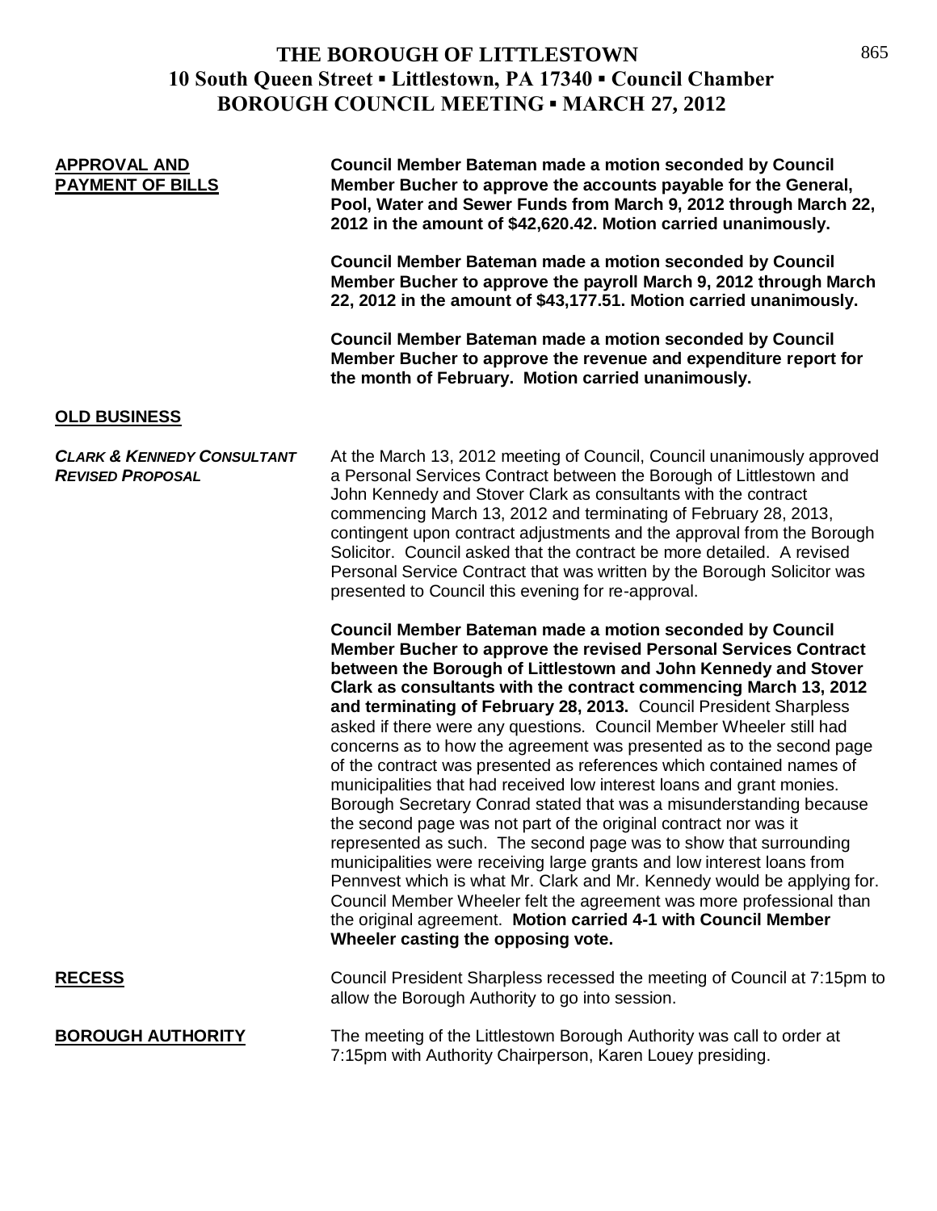**APPROVAL AND PAYMENT OF BILLS**

**Council Member Bateman made a motion seconded by Council Member Bucher to approve the accounts payable for the General, Pool, Water and Sewer Funds from March 9, 2012 through March 22, 2012 in the amount of $42,620.42. Motion carried unanimously.**

**Council Member Bateman made a motion seconded by Council Member Bucher to approve the payroll March 9, 2012 through March 22, 2012 in the amount of $43,177.51. Motion carried unanimously.**

**Council Member Bateman made a motion seconded by Council Member Bucher to approve the revenue and expenditure report for the month of February. Motion carried unanimously.**

**OLD BUSINESS**

***CLARK & KENNEDY CONSULTANT REVISED PROPOSAL***

At the March 13, 2012 meeting of Council, Council unanimously approved a Personal Services Contract between the Borough of Littlestown and John Kennedy and Stover Clark as consultants with the contract commencing March 13, 2012 and terminating of February 28, 2013, contingent upon contract adjustments and the approval from the Borough Solicitor. Council asked that the contract be more detailed. A revised Personal Service Contract that was written by the Borough Solicitor was presented to Council this evening for re-approval.

**Council Member Bateman made a motion seconded by Council Member Bucher to approve the revised Personal Services Contract between the Borough of Littlestown and John Kennedy and Stover Clark as consultants with the contract commencing March 13, 2012 and terminating of February 28, 2013.** Council President Sharpless asked if there were any questions. Council Member Wheeler still had concerns as to how the agreement was presented as to the second page of the contract was presented as references which contained names of municipalities that had received low interest loans and grant monies. Borough Secretary Conrad stated that was a misunderstanding because the second page was not part of the original contract nor was it represented as such. The second page was to show that surrounding municipalities were receiving large grants and low interest loans from Pennvest which is what Mr. Clark and Mr. Kennedy would be applying for. Council Member Wheeler felt the agreement was more professional than the original agreement. **Motion carried 4-1 with Council Member Wheeler casting the opposing vote.**

**RECESS**

Council President Sharpless recessed the meeting of Council at 7:15pm to allow the Borough Authority to go into session.

**BOROUGH AUTHORITY**

The meeting of the Littlestown Borough Authority was call to order at 7:15pm with Authority Chairperson, Karen Louey presiding.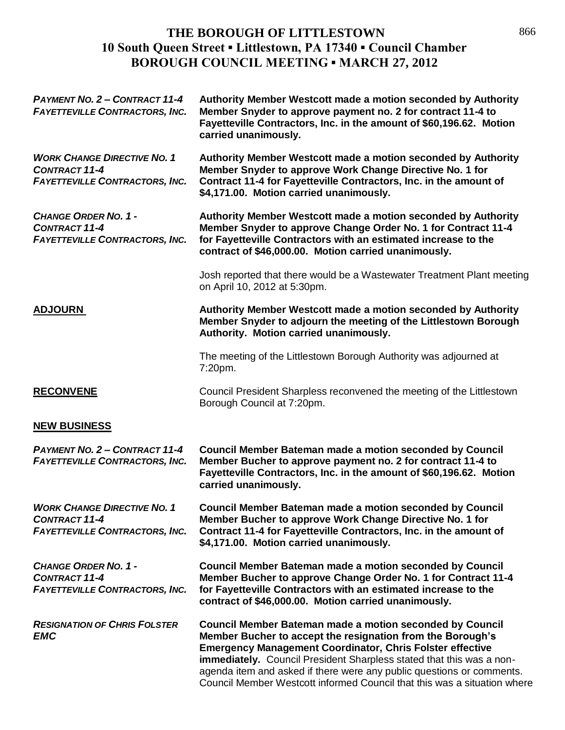*PAYMENT NO. 2 – CONTRACT 11-4*
*FAYETTEVILLE CONTRACTORS, INC.*

**Authority Member Westcott made a motion seconded by Authority Member Snyder to approve payment no. 2 for contract 11-4 to Fayetteville Contractors, Inc. in the amount of $60,196.62. Motion carried unanimously.**

*WORK CHANGE DIRECTIVE NO. 1*
*CONTRACT 11-4*
*FAYETTEVILLE CONTRACTORS, INC.*

**Authority Member Westcott made a motion seconded by Authority Member Snyder to approve Work Change Directive No. 1 for Contract 11-4 for Fayetteville Contractors, Inc. in the amount of $4,171.00. Motion carried unanimously.**

*CHANGE ORDER NO. 1 -*
*CONTRACT 11-4*
*FAYETTEVILLE CONTRACTORS, INC.*

**Authority Member Westcott made a motion seconded by Authority Member Snyder to approve Change Order No. 1 for Contract 11-4 for Fayetteville Contractors with an estimated increase to the contract of $46,000.00. Motion carried unanimously.**

Josh reported that there would be a Wastewater Treatment Plant meeting on April 10, 2012 at 5:30pm.

**ADJOURN**

**Authority Member Westcott made a motion seconded by Authority Member Snyder to adjourn the meeting of the Littlestown Borough Authority. Motion carried unanimously.**

The meeting of the Littlestown Borough Authority was adjourned at 7:20pm.

**RECONVENE**

Council President Sharpless reconvened the meeting of the Littlestown Borough Council at 7:20pm.

**NEW BUSINESS**

*PAYMENT NO. 2 – CONTRACT 11-4*
*FAYETTEVILLE CONTRACTORS, INC.*

**Council Member Bateman made a motion seconded by Council Member Bucher to approve payment no. 2 for contract 11-4 to Fayetteville Contractors, Inc. in the amount of $60,196.62. Motion carried unanimously.**

*WORK CHANGE DIRECTIVE NO. 1*
*CONTRACT 11-4*
*FAYETTEVILLE CONTRACTORS, INC.*

**Council Member Bateman made a motion seconded by Council Member Bucher to approve Work Change Directive No. 1 for Contract 11-4 for Fayetteville Contractors, Inc. in the amount of $4,171.00. Motion carried unanimously.**

*CHANGE ORDER NO. 1 -*
*CONTRACT 11-4*
*FAYETTEVILLE CONTRACTORS, INC.*

**Council Member Bateman made a motion seconded by Council Member Bucher to approve Change Order No. 1 for Contract 11-4 for Fayetteville Contractors with an estimated increase to the contract of $46,000.00. Motion carried unanimously.**

*RESIGNATION OF CHRIS FOLSTER EMC*

**Council Member Bateman made a motion seconded by Council Member Bucher to accept the resignation from the Borough's Emergency Management Coordinator, Chris Folster effective immediately.** Council President Sharpless stated that this was a non-agenda item and asked if there were any public questions or comments. Council Member Westcott informed Council that this was a situation where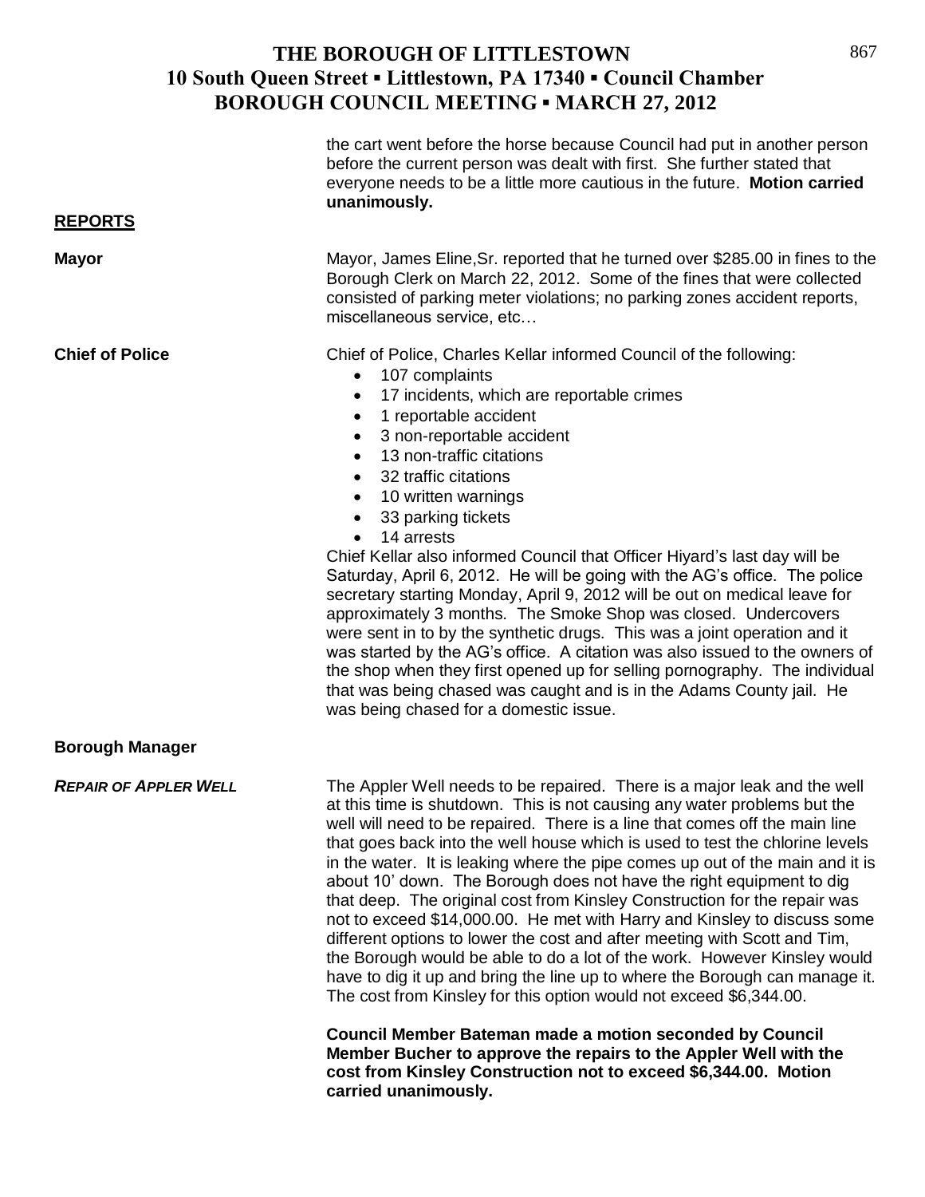the cart went before the horse because Council had put in another person before the current person was dealt with first. She further stated that everyone needs to be a little more cautious in the future. **Motion carried unanimously.**

## REPORTS

**Mayor**

Mayor, James Eline,Sr. reported that he turned over $285.00 in fines to the Borough Clerk on March 22, 2012. Some of the fines that were collected consisted of parking meter violations; no parking zones accident reports, miscellaneous service, etc…

**Chief of Police**

Chief of Police, Charles Kellar informed Council of the following:

- 107 complaints
- 17 incidents, which are reportable crimes
- 1 reportable accident
- 3 non-reportable accident
- 13 non-traffic citations
- 32 traffic citations
- 10 written warnings
- 33 parking tickets
- 14 arrests

Chief Kellar also informed Council that Officer Hiyard's last day will be Saturday, April 6, 2012. He will be going with the AG's office. The police secretary starting Monday, April 9, 2012 will be out on medical leave for approximately 3 months. The Smoke Shop was closed. Undercovers were sent in to by the synthetic drugs. This was a joint operation and it was started by the AG's office. A citation was also issued to the owners of the shop when they first opened up for selling pornography. The individual that was being chased was caught and is in the Adams County jail. He was being chased for a domestic issue.

**Borough Manager**

***REPAIR OF APPLER WELL***

The Appler Well needs to be repaired. There is a major leak and the well at this time is shutdown. This is not causing any water problems but the well will need to be repaired. There is a line that comes off the main line that goes back into the well house which is used to test the chlorine levels in the water. It is leaking where the pipe comes up out of the main and it is about 10' down. The Borough does not have the right equipment to dig that deep. The original cost from Kinsley Construction for the repair was not to exceed $14,000.00. He met with Harry and Kinsley to discuss some different options to lower the cost and after meeting with Scott and Tim, the Borough would be able to do a lot of the work. However Kinsley would have to dig it up and bring the line up to where the Borough can manage it. The cost from Kinsley for this option would not exceed $6,344.00.

**Council Member Bateman made a motion seconded by Council Member Bucher to approve the repairs to the Appler Well with the cost from Kinsley Construction not to exceed $6,344.00. Motion carried unanimously.**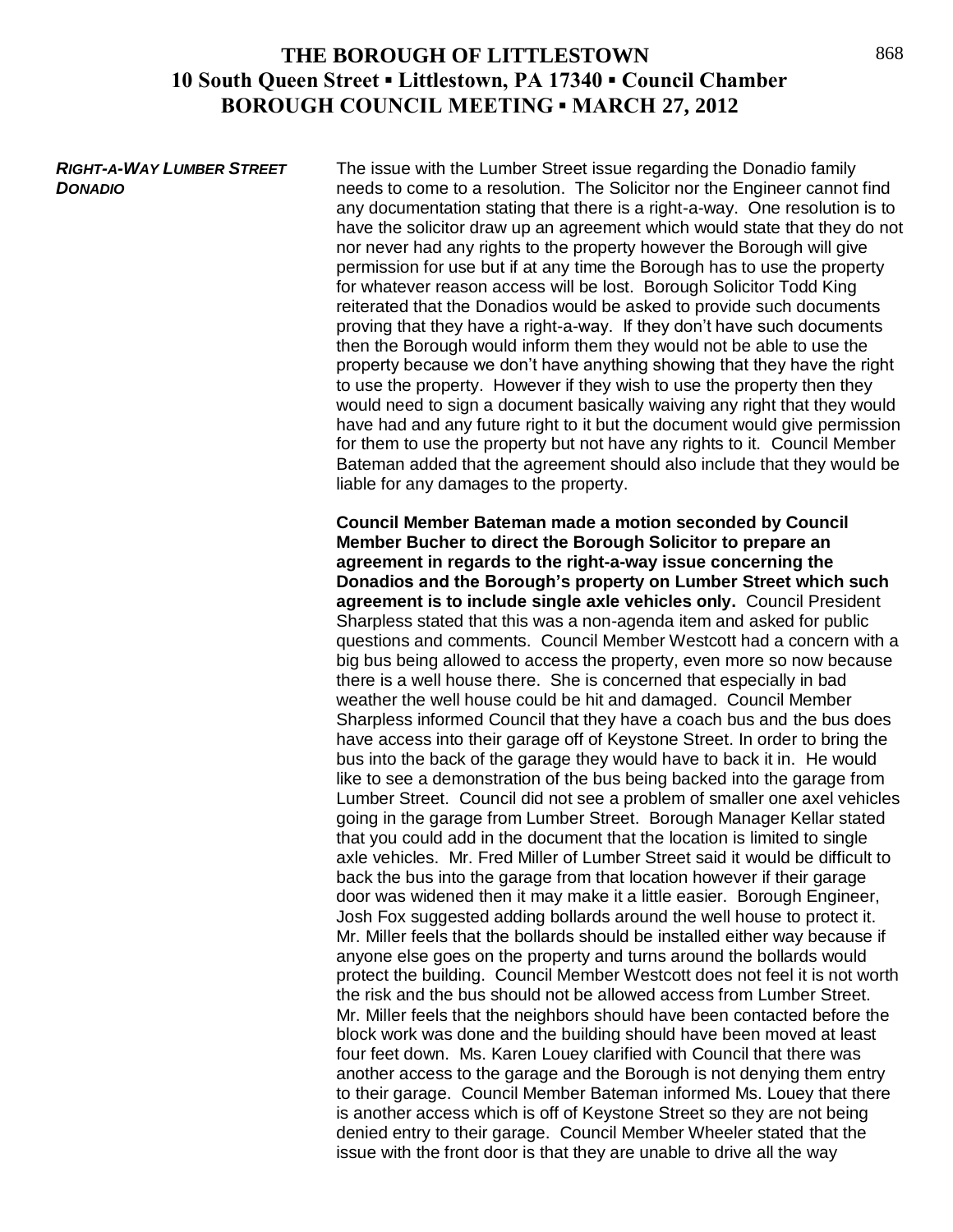***RIGHT-A-WAY LUMBER STREET DONADIO***

The issue with the Lumber Street issue regarding the Donadio family needs to come to a resolution. The Solicitor nor the Engineer cannot find any documentation stating that there is a right-a-way. One resolution is to have the solicitor draw up an agreement which would state that they do not nor never had any rights to the property however the Borough will give permission for use but if at any time the Borough has to use the property for whatever reason access will be lost. Borough Solicitor Todd King reiterated that the Donadios would be asked to provide such documents proving that they have a right-a-way. If they don't have such documents then the Borough would inform them they would not be able to use the property because we don't have anything showing that they have the right to use the property. However if they wish to use the property then they would need to sign a document basically waiving any right that they would have had and any future right to it but the document would give permission for them to use the property but not have any rights to it. Council Member Bateman added that the agreement should also include that they would be liable for any damages to the property.

**Council Member Bateman made a motion seconded by Council Member Bucher to direct the Borough Solicitor to prepare an agreement in regards to the right-a-way issue concerning the Donadios and the Borough's property on Lumber Street which such agreement is to include single axle vehicles only.** Council President Sharpless stated that this was a non-agenda item and asked for public questions and comments. Council Member Westcott had a concern with a big bus being allowed to access the property, even more so now because there is a well house there. She is concerned that especially in bad weather the well house could be hit and damaged. Council Member Sharpless informed Council that they have a coach bus and the bus does have access into their garage off of Keystone Street. In order to bring the bus into the back of the garage they would have to back it in. He would like to see a demonstration of the bus being backed into the garage from Lumber Street. Council did not see a problem of smaller one axel vehicles going in the garage from Lumber Street. Borough Manager Kellar stated that you could add in the document that the location is limited to single axle vehicles. Mr. Fred Miller of Lumber Street said it would be difficult to back the bus into the garage from that location however if their garage door was widened then it may make it a little easier. Borough Engineer, Josh Fox suggested adding bollards around the well house to protect it. Mr. Miller feels that the bollards should be installed either way because if anyone else goes on the property and turns around the bollards would protect the building. Council Member Westcott does not feel it is not worth the risk and the bus should not be allowed access from Lumber Street. Mr. Miller feels that the neighbors should have been contacted before the block work was done and the building should have been moved at least four feet down. Ms. Karen Louey clarified with Council that there was another access to the garage and the Borough is not denying them entry to their garage. Council Member Bateman informed Ms. Louey that there is another access which is off of Keystone Street so they are not being denied entry to their garage. Council Member Wheeler stated that the issue with the front door is that they are unable to drive all the way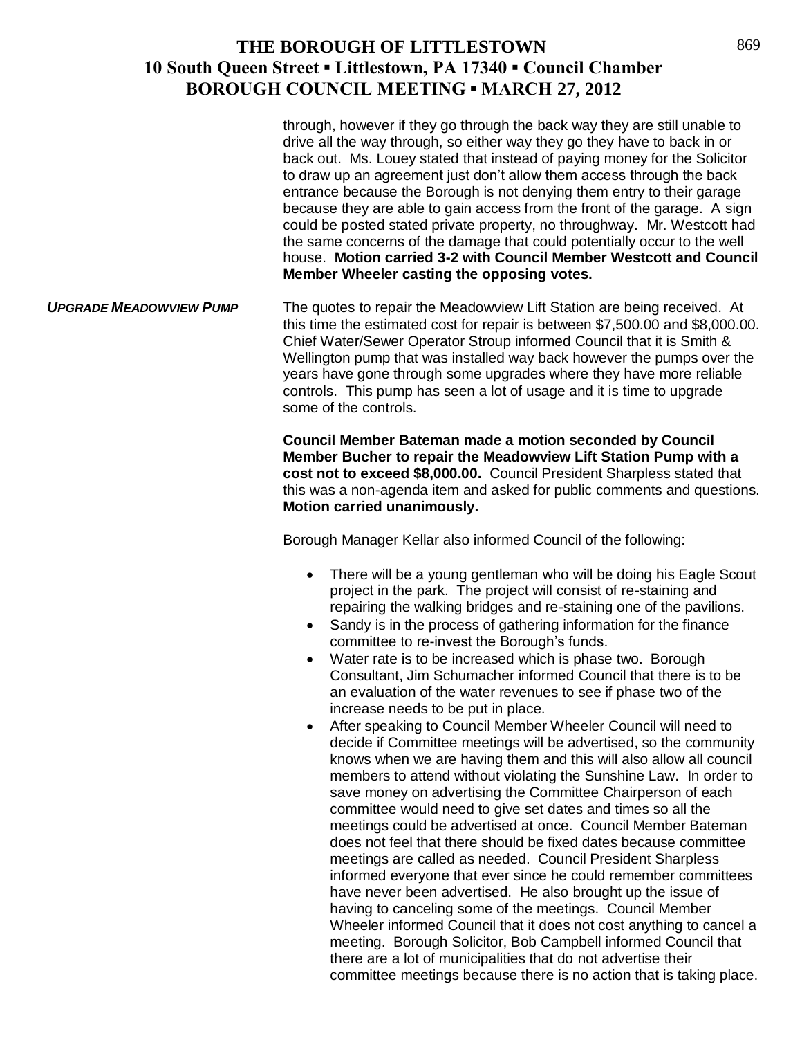through, however if they go through the back way they are still unable to drive all the way through, so either way they go they have to back in or back out. Ms. Louey stated that instead of paying money for the Solicitor to draw up an agreement just don't allow them access through the back entrance because the Borough is not denying them entry to their garage because they are able to gain access from the front of the garage. A sign could be posted stated private property, no throughway. Mr. Westcott had the same concerns of the damage that could potentially occur to the well house. **Motion carried 3-2 with Council Member Westcott and Council Member Wheeler casting the opposing votes.**

***UPGRADE MEADOWVIEW PUMP***

The quotes to repair the Meadowview Lift Station are being received. At this time the estimated cost for repair is between $7,500.00 and $8,000.00. Chief Water/Sewer Operator Stroup informed Council that it is Smith & Wellington pump that was installed way back however the pumps over the years have gone through some upgrades where they have more reliable controls. This pump has seen a lot of usage and it is time to upgrade some of the controls.

**Council Member Bateman made a motion seconded by Council Member Bucher to repair the Meadowview Lift Station Pump with a cost not to exceed $8,000.00.** Council President Sharpless stated that this was a non-agenda item and asked for public comments and questions. **Motion carried unanimously.**

Borough Manager Kellar also informed Council of the following:

- There will be a young gentleman who will be doing his Eagle Scout project in the park. The project will consist of re-staining and repairing the walking bridges and re-staining one of the pavilions.
- Sandy is in the process of gathering information for the finance committee to re-invest the Borough's funds.
- Water rate is to be increased which is phase two. Borough Consultant, Jim Schumacher informed Council that there is to be an evaluation of the water revenues to see if phase two of the increase needs to be put in place.
- After speaking to Council Member Wheeler Council will need to decide if Committee meetings will be advertised, so the community knows when we are having them and this will also allow all council members to attend without violating the Sunshine Law. In order to save money on advertising the Committee Chairperson of each committee would need to give set dates and times so all the meetings could be advertised at once. Council Member Bateman does not feel that there should be fixed dates because committee meetings are called as needed. Council President Sharpless informed everyone that ever since he could remember committees have never been advertised. He also brought up the issue of having to canceling some of the meetings. Council Member Wheeler informed Council that it does not cost anything to cancel a meeting. Borough Solicitor, Bob Campbell informed Council that there are a lot of municipalities that do not advertise their committee meetings because there is no action that is taking place.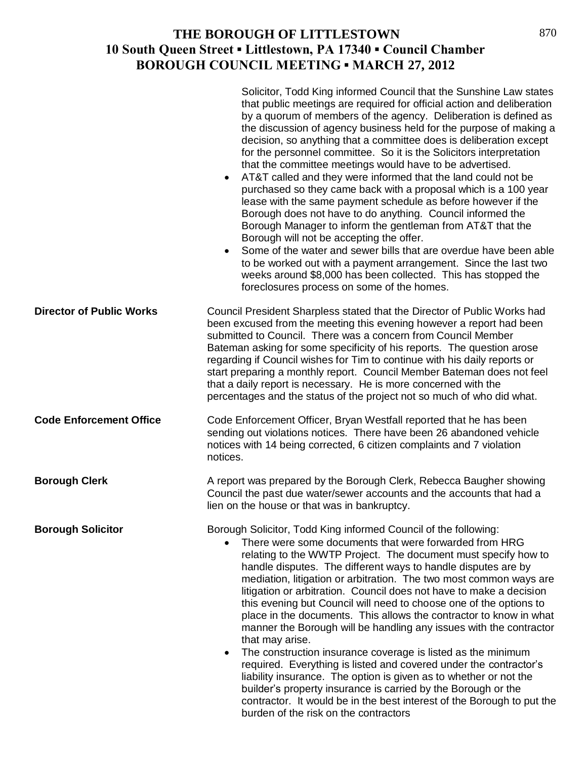Solicitor, Todd King informed Council that the Sunshine Law states that public meetings are required for official action and deliberation by a quorum of members of the agency. Deliberation is defined as the discussion of agency business held for the purpose of making a decision, so anything that a committee does is deliberation except for the personnel committee. So it is the Solicitors interpretation that the committee meetings would have to be advertised.

- AT&T called and they were informed that the land could not be purchased so they came back with a proposal which is a 100 year lease with the same payment schedule as before however if the Borough does not have to do anything. Council informed the Borough Manager to inform the gentleman from AT&T that the Borough will not be accepting the offer.
- Some of the water and sewer bills that are overdue have been able to be worked out with a payment arrangement. Since the last two weeks around $8,000 has been collected. This has stopped the foreclosures process on some of the homes.

**Director of Public Works**

Council President Sharpless stated that the Director of Public Works had been excused from the meeting this evening however a report had been submitted to Council. There was a concern from Council Member Bateman asking for some specificity of his reports. The question arose regarding if Council wishes for Tim to continue with his daily reports or start preparing a monthly report. Council Member Bateman does not feel that a daily report is necessary. He is more concerned with the percentages and the status of the project not so much of who did what.

**Code Enforcement Office**

Code Enforcement Officer, Bryan Westfall reported that he has been sending out violations notices. There have been 26 abandoned vehicle notices with 14 being corrected, 6 citizen complaints and 7 violation notices.

**Borough Clerk**

A report was prepared by the Borough Clerk, Rebecca Baugher showing Council the past due water/sewer accounts and the accounts that had a lien on the house or that was in bankruptcy.

**Borough Solicitor**

Borough Solicitor, Todd King informed Council of the following:

- There were some documents that were forwarded from HRG relating to the WWTP Project. The document must specify how to handle disputes. The different ways to handle disputes are by mediation, litigation or arbitration. The two most common ways are litigation or arbitration. Council does not have to make a decision this evening but Council will need to choose one of the options to place in the documents. This allows the contractor to know in what manner the Borough will be handling any issues with the contractor that may arise.
- The construction insurance coverage is listed as the minimum required. Everything is listed and covered under the contractor's liability insurance. The option is given as to whether or not the builder's property insurance is carried by the Borough or the contractor. It would be in the best interest of the Borough to put the burden of the risk on the contractors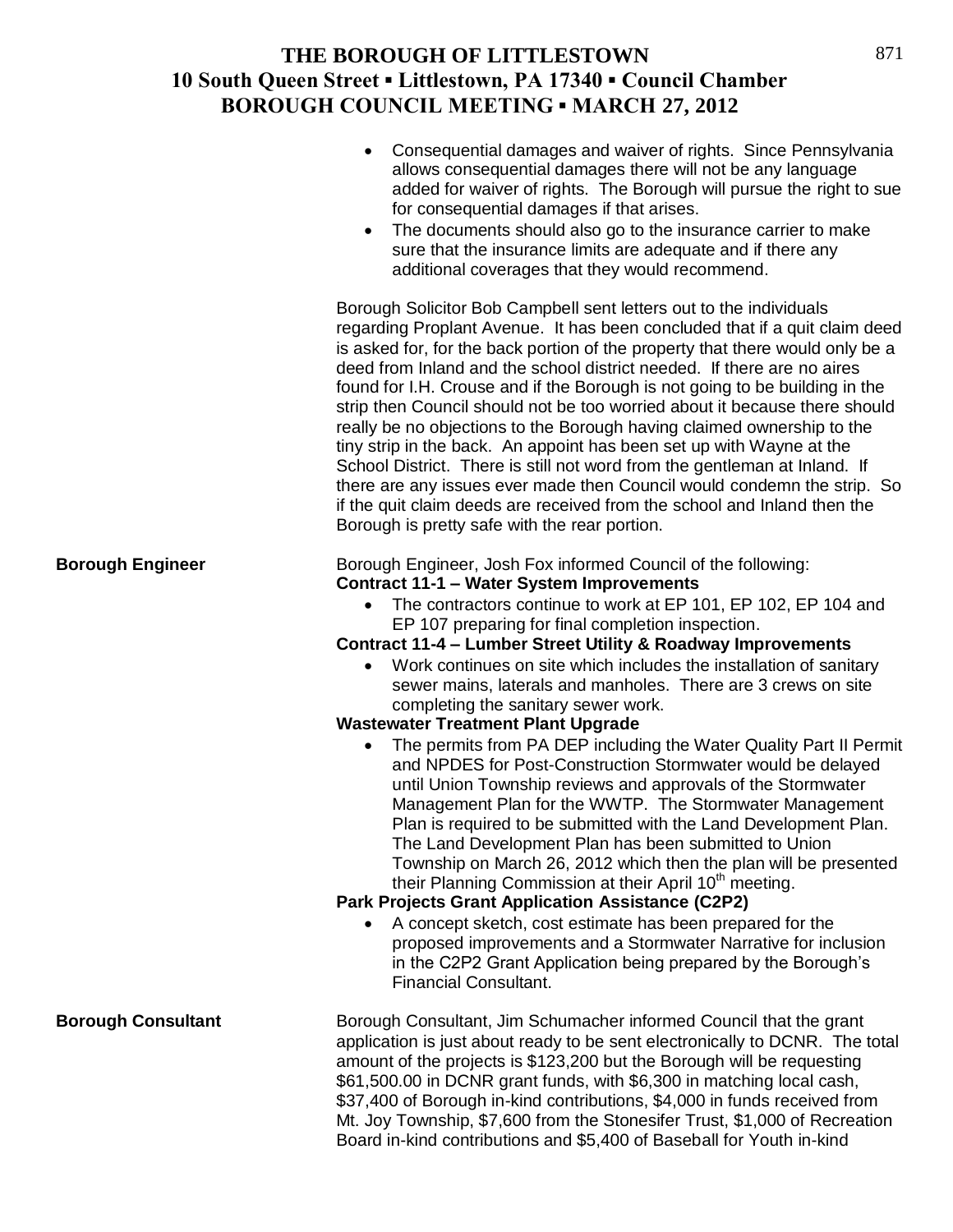- Consequential damages and waiver of rights. Since Pennsylvania allows consequential damages there will not be any language added for waiver of rights. The Borough will pursue the right to sue for consequential damages if that arises.
- The documents should also go to the insurance carrier to make sure that the insurance limits are adequate and if there any additional coverages that they would recommend.

Borough Solicitor Bob Campbell sent letters out to the individuals regarding Proplant Avenue. It has been concluded that if a quit claim deed is asked for, for the back portion of the property that there would only be a deed from Inland and the school district needed. If there are no aires found for I.H. Crouse and if the Borough is not going to be building in the strip then Council should not be too worried about it because there should really be no objections to the Borough having claimed ownership to the tiny strip in the back. An appoint has been set up with Wayne at the School District. There is still not word from the gentleman at Inland. If there are any issues ever made then Council would condemn the strip. So if the quit claim deeds are received from the school and Inland then the Borough is pretty safe with the rear portion.

**Borough Engineer**

Borough Engineer, Josh Fox informed Council of the following:

**Contract 11-1 – Water System Improvements**

- The contractors continue to work at EP 101, EP 102, EP 104 and EP 107 preparing for final completion inspection.

**Contract 11-4 – Lumber Street Utility & Roadway Improvements**

- Work continues on site which includes the installation of sanitary sewer mains, laterals and manholes. There are 3 crews on site completing the sanitary sewer work.

**Wastewater Treatment Plant Upgrade**

- The permits from PA DEP including the Water Quality Part II Permit and NPDES for Post-Construction Stormwater would be delayed until Union Township reviews and approvals of the Stormwater Management Plan for the WWTP. The Stormwater Management Plan is required to be submitted with the Land Development Plan. The Land Development Plan has been submitted to Union Township on March 26, 2012 which then the plan will be presented their Planning Commission at their April 10th meeting.

**Park Projects Grant Application Assistance (C2P2)**

- A concept sketch, cost estimate has been prepared for the proposed improvements and a Stormwater Narrative for inclusion in the C2P2 Grant Application being prepared by the Borough's Financial Consultant.

**Borough Consultant**

Borough Consultant, Jim Schumacher informed Council that the grant application is just about ready to be sent electronically to DCNR. The total amount of the projects is $123,200 but the Borough will be requesting $61,500.00 in DCNR grant funds, with $6,300 in matching local cash, $37,400 of Borough in-kind contributions, $4,000 in funds received from Mt. Joy Township, $7,600 from the Stonesifer Trust, $1,000 of Recreation Board in-kind contributions and $5,400 of Baseball for Youth in-kind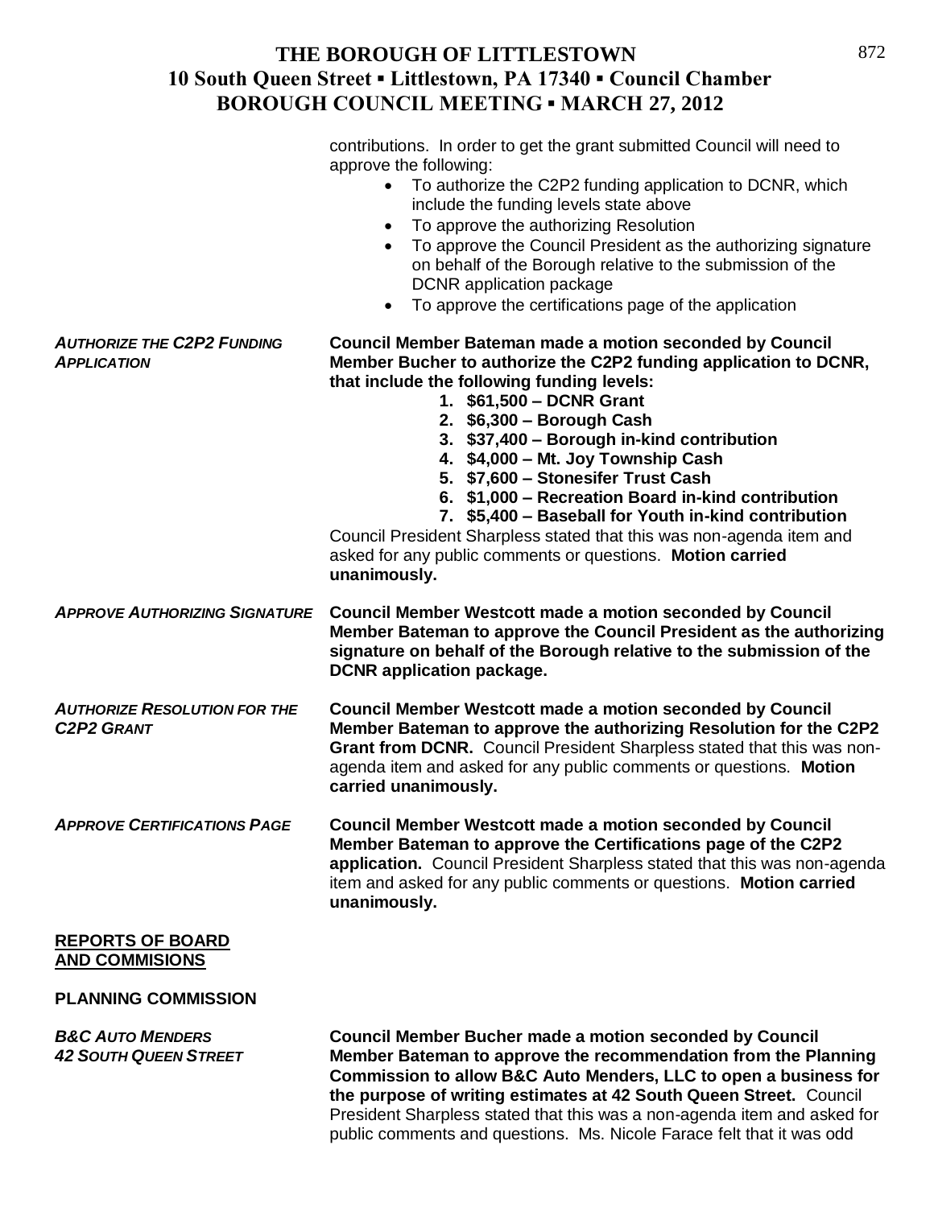contributions. In order to get the grant submitted Council will need to approve the following:

- To authorize the C2P2 funding application to DCNR, which include the funding levels state above
- To approve the authorizing Resolution
- To approve the Council President as the authorizing signature on behalf of the Borough relative to the submission of the DCNR application package
- To approve the certifications page of the application

***AUTHORIZE THE C2P2 FUNDING APPLICATION*** **Council Member Bateman made a motion seconded by Council Member Bucher to authorize the C2P2 funding application to DCNR, that include the following funding levels:**

1. **$61,500 – DCNR Grant**
2. **$6,300 – Borough Cash**
3. **$37,400 – Borough in-kind contribution**
4. **$4,000 – Mt. Joy Township Cash**
5. **$7,600 – Stonesifer Trust Cash**
6. **$1,000 – Recreation Board in-kind contribution**
7. **$5,400 – Baseball for Youth in-kind contribution**

Council President Sharpless stated that this was non-agenda item and asked for any public comments or questions. **Motion carried unanimously.**

***APPROVE AUTHORIZING SIGNATURE*** **Council Member Westcott made a motion seconded by Council Member Bateman to approve the Council President as the authorizing signature on behalf of the Borough relative to the submission of the DCNR application package.**

***AUTHORIZE RESOLUTION FOR THE C2P2 GRANT*** **Council Member Westcott made a motion seconded by Council Member Bateman to approve the authorizing Resolution for the C2P2 Grant from DCNR.** Council President Sharpless stated that this was non-agenda item and asked for any public comments or questions. **Motion carried unanimously.**

***APPROVE CERTIFICATIONS PAGE*** **Council Member Westcott made a motion seconded by Council Member Bateman to approve the Certifications page of the C2P2 application.** Council President Sharpless stated that this was non-agenda item and asked for any public comments or questions. **Motion carried unanimously.**

## REPORTS OF BOARD AND COMMISIONS

### PLANNING COMMISSION

***B&C AUTO MENDERS 42 SOUTH QUEEN STREET*** **Council Member Bucher made a motion seconded by Council Member Bateman to approve the recommendation from the Planning Commission to allow B&C Auto Menders, LLC to open a business for the purpose of writing estimates at 42 South Queen Street.** Council President Sharpless stated that this was a non-agenda item and asked for public comments and questions. Ms. Nicole Farace felt that it was odd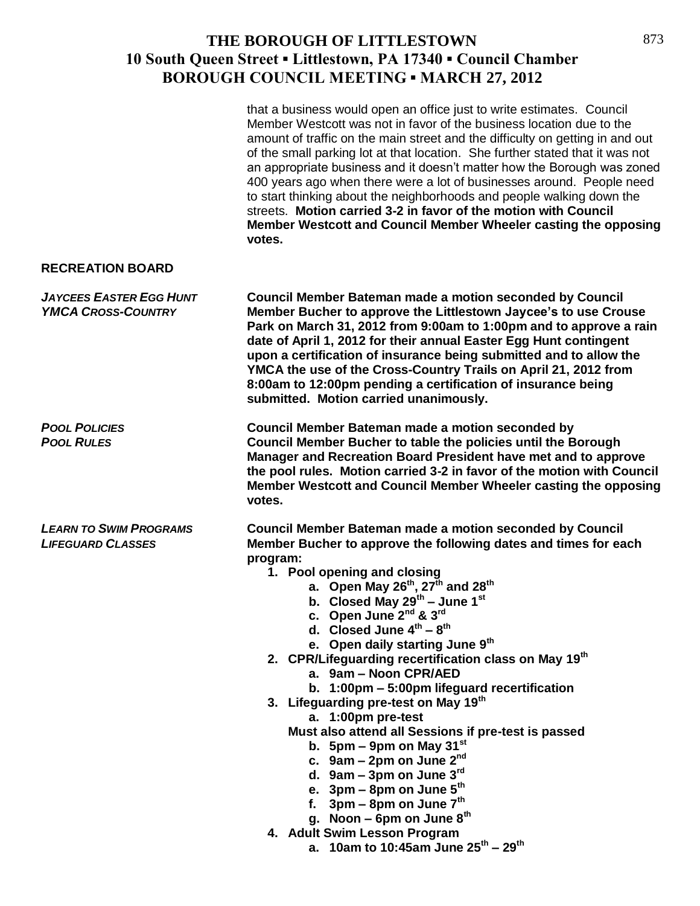that a business would open an office just to write estimates. Council Member Westcott was not in favor of the business location due to the amount of traffic on the main street and the difficulty on getting in and out of the small parking lot at that location. She further stated that it was not an appropriate business and it doesn't matter how the Borough was zoned 400 years ago when there were a lot of businesses around. People need to start thinking about the neighborhoods and people walking down the streets. **Motion carried 3-2 in favor of the motion with Council Member Westcott and Council Member Wheeler casting the opposing votes.**

**RECREATION BOARD**

***JAYCEES EASTER EGG HUNT***
***YMCA CROSS-COUNTRY***

**Council Member Bateman made a motion seconded by Council Member Bucher to approve the Littlestown Jaycee's to use Crouse Park on March 31, 2012 from 9:00am to 1:00pm and to approve a rain date of April 1, 2012 for their annual Easter Egg Hunt contingent upon a certification of insurance being submitted and to allow the YMCA the use of the Cross-Country Trails on April 21, 2012 from 8:00am to 12:00pm pending a certification of insurance being submitted. Motion carried unanimously.**

***POOL POLICIES***
***POOL RULES***

**Council Member Bateman made a motion seconded by Council Member Bucher to table the policies until the Borough Manager and Recreation Board President have met and to approve the pool rules. Motion carried 3-2 in favor of the motion with Council Member Westcott and Council Member Wheeler casting the opposing votes.**

***LEARN TO SWIM PROGRAMS***
***LIFEGUARD CLASSES***

**Council Member Bateman made a motion seconded by Council Member Bucher to approve the following dates and times for each program:**

1. **Pool opening and closing**
   a. **Open May 26th, 27th and 28th**
   b. **Closed May 29th – June 1st**
   c. **Open June 2nd & 3rd**
   d. **Closed June 4th – 8th**
   e. **Open daily starting June 9th**
2. **CPR/Lifeguarding recertification class on May 19th**
   a. **9am – Noon CPR/AED**
   b. **1:00pm – 5:00pm lifeguard recertification**
3. **Lifeguarding pre-test on May 19th**
   a. **1:00pm pre-test**

   **Must also attend all Sessions if pre-test is passed**

   b. **5pm – 9pm on May 31st**
   c. **9am – 2pm on June 2nd**
   d. **9am – 3pm on June 3rd**
   e. **3pm – 8pm on June 5th**
   f. **3pm – 8pm on June 7th**
   g. **Noon – 6pm on June 8th**
4. **Adult Swim Lesson Program**
   a. **10am to 10:45am June 25th – 29th**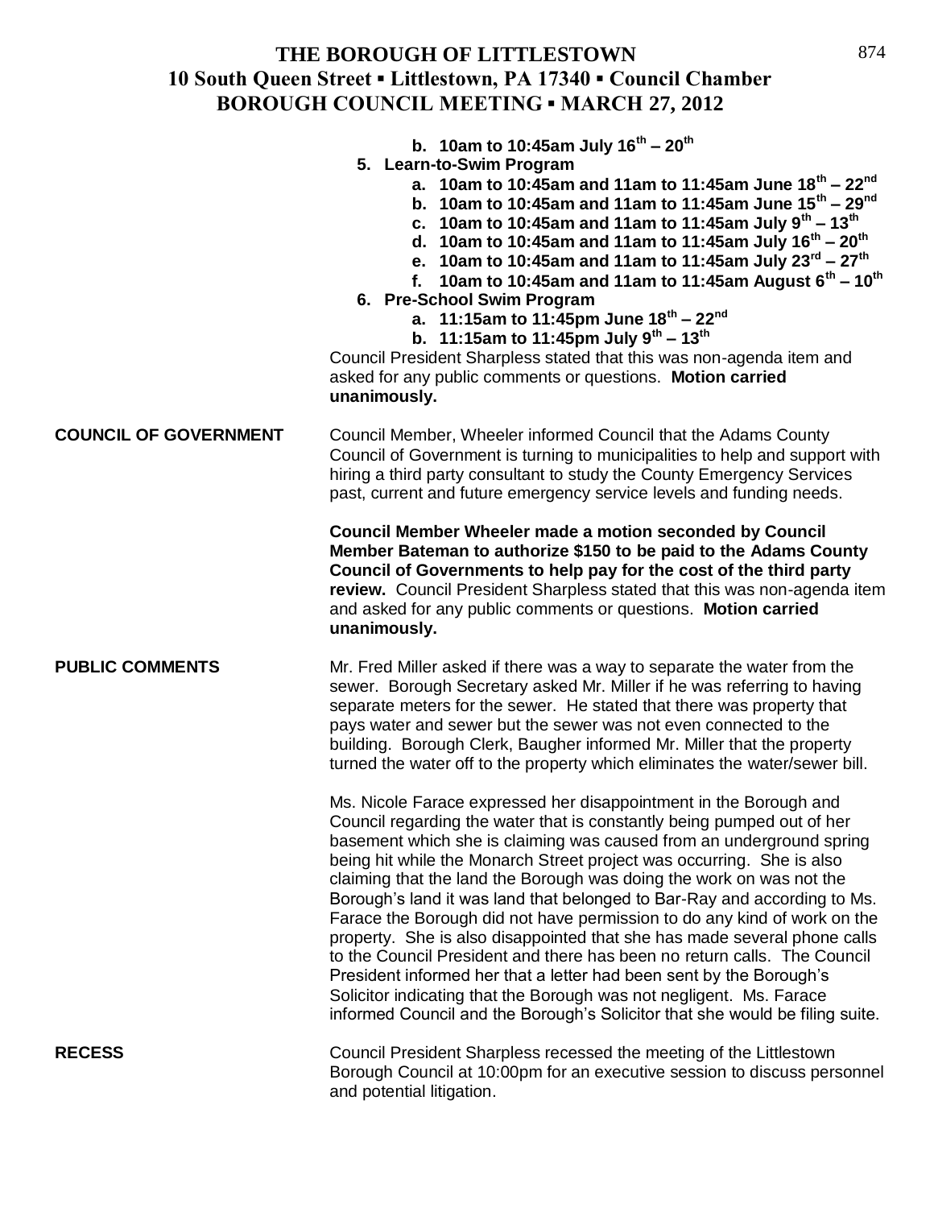b. 10am to 10:45am July 16th – 20th

5. Learn-to-Swim Program
   a. 10am to 10:45am and 11am to 11:45am June 18th – 22nd
   b. 10am to 10:45am and 11am to 11:45am June 15th – 29nd
   c. 10am to 10:45am and 11am to 11:45am July 9th – 13th
   d. 10am to 10:45am and 11am to 11:45am July 16th – 20th
   e. 10am to 10:45am and 11am to 11:45am July 23rd – 27th
   f. 10am to 10:45am and 11am to 11:45am August 6th – 10th
6. Pre-School Swim Program
   a. 11:15am to 11:45pm June 18th – 22nd
   b. 11:15am to 11:45pm July 9th – 13th

Council President Sharpless stated that this was non-agenda item and asked for any public comments or questions. **Motion carried unanimously.**

**COUNCIL OF GOVERNMENT**

Council Member, Wheeler informed Council that the Adams County Council of Government is turning to municipalities to help and support with hiring a third party consultant to study the County Emergency Services past, current and future emergency service levels and funding needs.

**Council Member Wheeler made a motion seconded by Council Member Bateman to authorize $150 to be paid to the Adams County Council of Governments to help pay for the cost of the third party review.** Council President Sharpless stated that this was non-agenda item and asked for any public comments or questions. **Motion carried unanimously.**

**PUBLIC COMMENTS**

Mr. Fred Miller asked if there was a way to separate the water from the sewer. Borough Secretary asked Mr. Miller if he was referring to having separate meters for the sewer. He stated that there was property that pays water and sewer but the sewer was not even connected to the building. Borough Clerk, Baugher informed Mr. Miller that the property turned the water off to the property which eliminates the water/sewer bill.

Ms. Nicole Farace expressed her disappointment in the Borough and Council regarding the water that is constantly being pumped out of her basement which she is claiming was caused from an underground spring being hit while the Monarch Street project was occurring. She is also claiming that the land the Borough was doing the work on was not the Borough's land it was land that belonged to Bar-Ray and according to Ms. Farace the Borough did not have permission to do any kind of work on the property. She is also disappointed that she has made several phone calls to the Council President and there has been no return calls. The Council President informed her that a letter had been sent by the Borough's Solicitor indicating that the Borough was not negligent. Ms. Farace informed Council and the Borough's Solicitor that she would be filing suite.

**RECESS**

Council President Sharpless recessed the meeting of the Littlestown Borough Council at 10:00pm for an executive session to discuss personnel and potential litigation.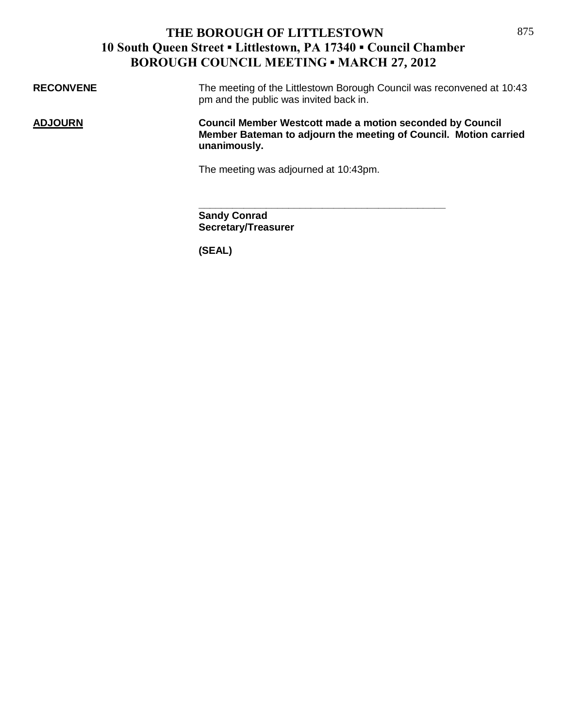**THE BOROUGH OF LITTLESTOWN**
**10 South Queen Street ▪ Littlestown, PA 17340 ▪ Council Chamber**
**BOROUGH COUNCIL MEETING ▪ MARCH 27, 2012**

**RECONVENE**

The meeting of the Littlestown Borough Council was reconvened at 10:43 pm and the public was invited back in.

**ADJOURN**

**Council Member Westcott made a motion seconded by Council Member Bateman to adjourn the meeting of Council. Motion carried unanimously.**

The meeting was adjourned at 10:43pm.

\_\_\_\_\_\_\_\_\_\_\_\_\_\_\_\_\_\_\_\_\_\_\_\_\_\_\_\_\_\_\_\_\_\_\_\_\_\_\_\_\_\_\_\_

**Sandy Conrad**
**Secretary/Treasurer**

**(SEAL)**